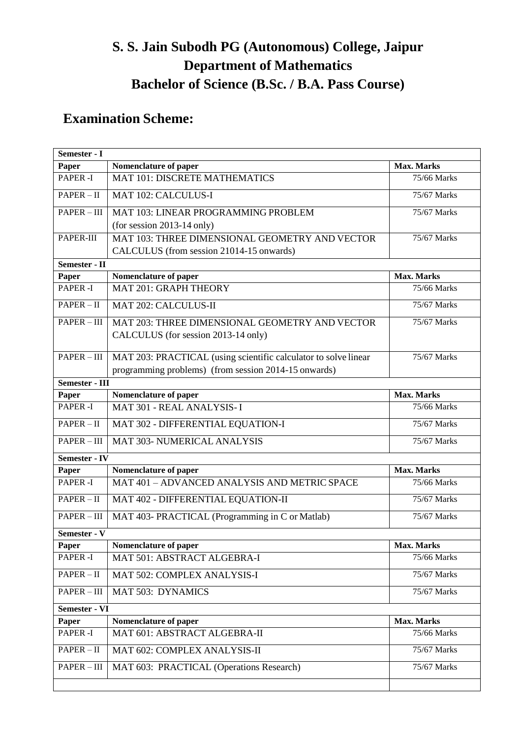# S. S. Jain Subodh PG (Autonomous) College, Jaipur
# Department of Mathematics
# Bachelor of Science (B.Sc. / B.A. Pass Course)

## Examination Scheme:

| **Semester - I** | | |
|---|---|---|
| **Paper** | **Nomenclature of paper** | **Max. Marks** |
| PAPER -I | MAT 101: DISCRETE MATHEMATICS | 75/66 Marks |
| PAPER – II | MAT 102: CALCULUS-I | 75/67 Marks |
| PAPER – III | MAT 103: LINEAR PROGRAMMING PROBLEM (for session 2013-14 only) | 75/67 Marks |
| PAPER-III | MAT 103: THREE DIMENSIONAL GEOMETRY AND VECTOR CALCULUS (from session 21014-15 onwards) | 75/67 Marks |
| **Semester - II** | | |
| **Paper** | **Nomenclature of paper** | **Max. Marks** |
| PAPER -I | MAT 201: GRAPH THEORY | 75/66 Marks |
| PAPER – II | MAT 202: CALCULUS-II | 75/67 Marks |
| PAPER – III | MAT 203: THREE DIMENSIONAL GEOMETRY AND VECTOR CALCULUS (for session 2013-14 only) | 75/67 Marks |
| PAPER – III | MAT 203: PRACTICAL (using scientific calculator to solve linear programming problems) (from session 2014-15 onwards) | 75/67 Marks |
| **Semester - III** | | |
| **Paper** | **Nomenclature of paper** | **Max. Marks** |
| PAPER -I | MAT 301 - REAL ANALYSIS- I | 75/66 Marks |
| PAPER – II | MAT 302 - DIFFERENTIAL EQUATION-I | 75/67 Marks |
| PAPER – III | MAT 303- NUMERICAL ANALYSIS | 75/67 Marks |
| **Semester - IV** | | |
| **Paper** | **Nomenclature of paper** | **Max. Marks** |
| PAPER -I | MAT 401 – ADVANCED ANALYSIS AND METRIC SPACE | 75/66 Marks |
| PAPER – II | MAT 402 - DIFFERENTIAL EQUATION-II | 75/67 Marks |
| PAPER – III | MAT 403- PRACTICAL (Programming in C or Matlab) | 75/67 Marks |
| **Semester - V** | | |
| **Paper** | **Nomenclature of paper** | **Max. Marks** |
| PAPER -I | MAT 501: ABSTRACT ALGEBRA-I | 75/66 Marks |
| PAPER – II | MAT 502: COMPLEX ANALYSIS-I | 75/67 Marks |
| PAPER – III | MAT 503: DYNAMICS | 75/67 Marks |
| **Semester - VI** | | |
| **Paper** | **Nomenclature of paper** | **Max. Marks** |
| PAPER -I | MAT 601: ABSTRACT ALGEBRA-II | 75/66 Marks |
| PAPER – II | MAT 602: COMPLEX ANALYSIS-II | 75/67 Marks |
| PAPER – III | MAT 603: PRACTICAL (Operations Research) | 75/67 Marks |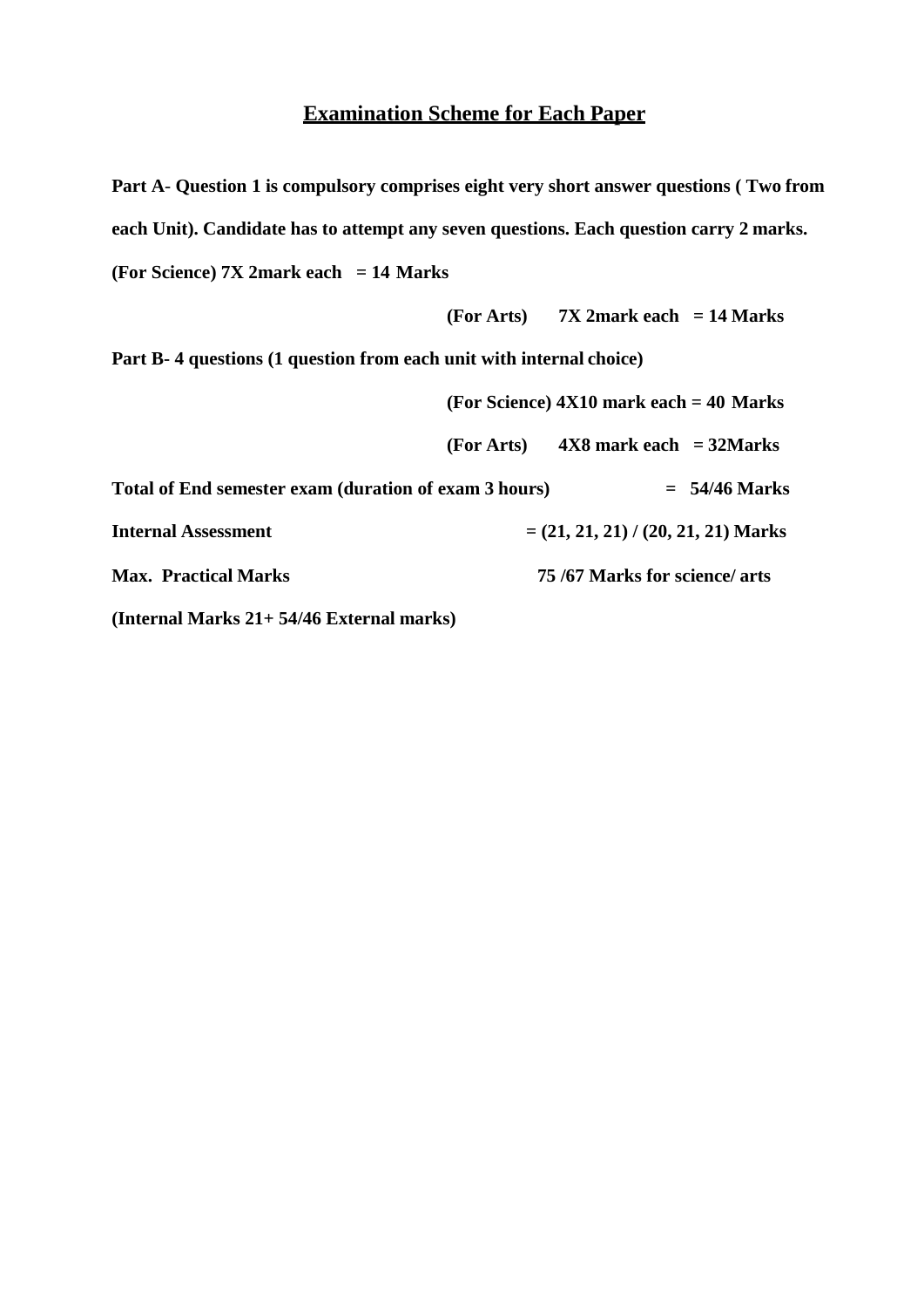## Examination Scheme for Each Paper

**Part A- Question 1 is compulsory comprises eight very short answer questions ( Two from each Unit). Candidate has to attempt any seven questions. Each question carry 2 marks.**

**(For Science) 7X 2mark each = 14 Marks**

**(For Arts) 7X 2mark each = 14 Marks**

**Part B- 4 questions (1 question from each unit with internal choice)**

**(For Science) 4X10 mark each = 40 Marks**

**(For Arts) 4X8 mark each = 32Marks**

**Total of End semester exam (duration of exam 3 hours) = 54/46 Marks**

**Internal Assessment = (21, 21, 21) / (20, 21, 21) Marks**

**Max. Practical Marks 75 /67 Marks for science/ arts**

**(Internal Marks 21+ 54/46 External marks)**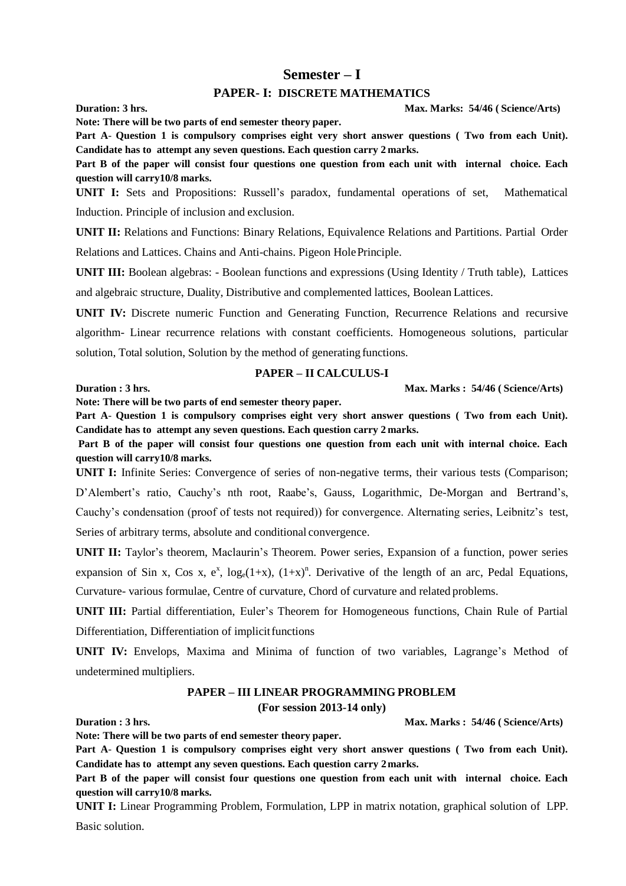# Semester – I

## PAPER- I: DISCRETE MATHEMATICS

**Duration: 3 hrs.** **Max. Marks: 54/46 ( Science/Arts)**

**Note: There will be two parts of end semester theory paper.**

**Part A- Question 1 is compulsory comprises eight very short answer questions ( Two from each Unit). Candidate has to attempt any seven questions. Each question carry 2 marks.**

**Part B of the paper will consist four questions one question from each unit with internal choice. Each question will carry10/8 marks.**

**UNIT I:** Sets and Propositions: Russell's paradox, fundamental operations of set, Mathematical Induction. Principle of inclusion and exclusion.

**UNIT II:** Relations and Functions: Binary Relations, Equivalence Relations and Partitions. Partial Order Relations and Lattices. Chains and Anti-chains. Pigeon Hole Principle.

**UNIT III:** Boolean algebras: - Boolean functions and expressions (Using Identity / Truth table), Lattices and algebraic structure, Duality, Distributive and complemented lattices, Boolean Lattices.

**UNIT IV:** Discrete numeric Function and Generating Function, Recurrence Relations and recursive algorithm- Linear recurrence relations with constant coefficients. Homogeneous solutions, particular solution, Total solution, Solution by the method of generating functions.

## PAPER – II CALCULUS-I

**Duration : 3 hrs.** **Max. Marks : 54/46 ( Science/Arts)**

**Note: There will be two parts of end semester theory paper.**

**Part A- Question 1 is compulsory comprises eight very short answer questions ( Two from each Unit). Candidate has to attempt any seven questions. Each question carry 2 marks.**

**Part B of the paper will consist four questions one question from each unit with internal choice. Each question will carry10/8 marks.**

**UNIT I:** Infinite Series: Convergence of series of non-negative terms, their various tests (Comparison; D'Alembert's ratio, Cauchy's nth root, Raabe's, Gauss, Logarithmic, De-Morgan and Bertrand's, Cauchy's condensation (proof of tests not required)) for convergence. Alternating series, Leibnitz's test, Series of arbitrary terms, absolute and conditional convergence.

**UNIT II:** Taylor's theorem, Maclaurin's Theorem. Power series, Expansion of a function, power series expansion of Sin x, Cos x, $e^x$, $\log_e(1+x)$, $(1+x)^n$. Derivative of the length of an arc, Pedal Equations, Curvature- various formulae, Centre of curvature, Chord of curvature and related problems.

**UNIT III:** Partial differentiation, Euler's Theorem for Homogeneous functions, Chain Rule of Partial Differentiation, Differentiation of implicit functions

**UNIT IV:** Envelops, Maxima and Minima of function of two variables, Lagrange's Method of undetermined multipliers.

## PAPER – III LINEAR PROGRAMMING PROBLEM

**(For session 2013-14 only)**

**Duration : 3 hrs.** **Max. Marks : 54/46 ( Science/Arts)**

**Note: There will be two parts of end semester theory paper.**

**Part A- Question 1 is compulsory comprises eight very short answer questions ( Two from each Unit). Candidate has to attempt any seven questions. Each question carry 2 marks.**

**Part B of the paper will consist four questions one question from each unit with internal choice. Each question will carry10/8 marks.**

**UNIT I:** Linear Programming Problem, Formulation, LPP in matrix notation, graphical solution of LPP. Basic solution.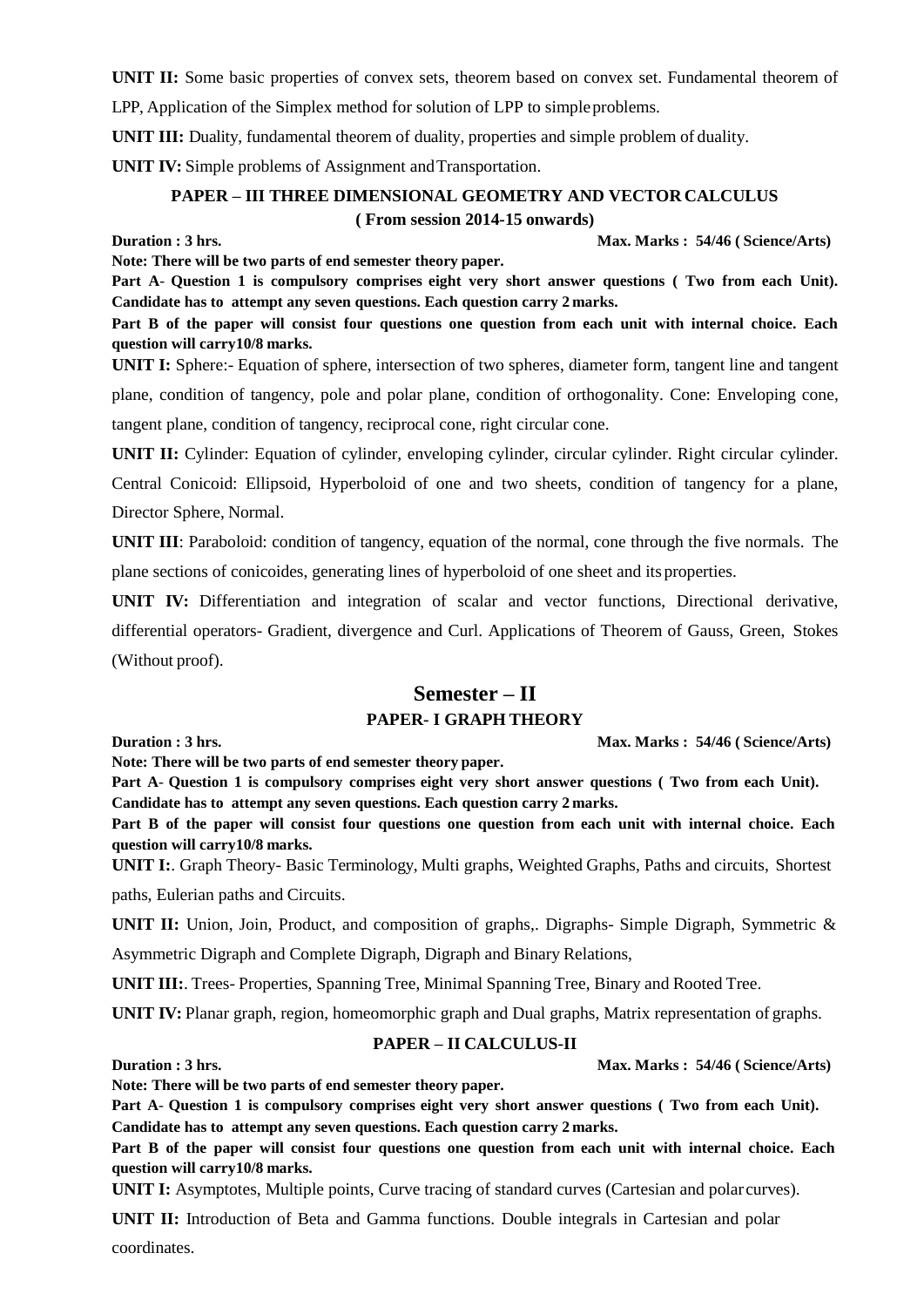**UNIT II:** Some basic properties of convex sets, theorem based on convex set. Fundamental theorem of LPP, Application of the Simplex method for solution of LPP to simple problems.

**UNIT III:** Duality, fundamental theorem of duality, properties and simple problem of duality.

**UNIT IV:** Simple problems of Assignment and Transportation.

### PAPER – III THREE DIMENSIONAL GEOMETRY AND VECTOR CALCULUS

**( From session 2014-15 onwards)**

**Duration : 3 hrs.** **Max. Marks : 54/46 ( Science/Arts)**

**Note: There will be two parts of end semester theory paper.**

**Part A- Question 1 is compulsory comprises eight very short answer questions ( Two from each Unit). Candidate has to attempt any seven questions. Each question carry 2 marks.**

**Part B of the paper will consist four questions one question from each unit with internal choice. Each question will carry10/8 marks.**

**UNIT I:** Sphere:- Equation of sphere, intersection of two spheres, diameter form, tangent line and tangent plane, condition of tangency, pole and polar plane, condition of orthogonality. Cone: Enveloping cone, tangent plane, condition of tangency, reciprocal cone, right circular cone.

**UNIT II:** Cylinder: Equation of cylinder, enveloping cylinder, circular cylinder. Right circular cylinder. Central Conicoid: Ellipsoid, Hyperboloid of one and two sheets, condition of tangency for a plane, Director Sphere, Normal.

**UNIT III**: Paraboloid: condition of tangency, equation of the normal, cone through the five normals. The plane sections of conicoides, generating lines of hyperboloid of one sheet and its properties.

**UNIT IV:** Differentiation and integration of scalar and vector functions, Directional derivative, differential operators- Gradient, divergence and Curl. Applications of Theorem of Gauss, Green, Stokes (Without proof).

## Semester – II

### PAPER- I GRAPH THEORY

**Duration : 3 hrs.** **Max. Marks : 54/46 ( Science/Arts)**

**Note: There will be two parts of end semester theory paper.**

**Part A- Question 1 is compulsory comprises eight very short answer questions ( Two from each Unit). Candidate has to attempt any seven questions. Each question carry 2 marks.**

**Part B of the paper will consist four questions one question from each unit with internal choice. Each question will carry10/8 marks.**

**UNIT I:**. Graph Theory- Basic Terminology, Multi graphs, Weighted Graphs, Paths and circuits, Shortest paths, Eulerian paths and Circuits.

**UNIT II:** Union, Join, Product, and composition of graphs,. Digraphs- Simple Digraph, Symmetric & Asymmetric Digraph and Complete Digraph, Digraph and Binary Relations,

**UNIT III:**. Trees- Properties, Spanning Tree, Minimal Spanning Tree, Binary and Rooted Tree.

**UNIT IV:** Planar graph, region, homeomorphic graph and Dual graphs, Matrix representation of graphs.

### PAPER – II CALCULUS-II

**Duration : 3 hrs.** **Max. Marks : 54/46 ( Science/Arts)**

**Note: There will be two parts of end semester theory paper.**

**Part A- Question 1 is compulsory comprises eight very short answer questions ( Two from each Unit). Candidate has to attempt any seven questions. Each question carry 2 marks.**

**Part B of the paper will consist four questions one question from each unit with internal choice. Each question will carry10/8 marks.**

**UNIT I:** Asymptotes, Multiple points, Curve tracing of standard curves (Cartesian and polar curves).

**UNIT II:** Introduction of Beta and Gamma functions. Double integrals in Cartesian and polar coordinates.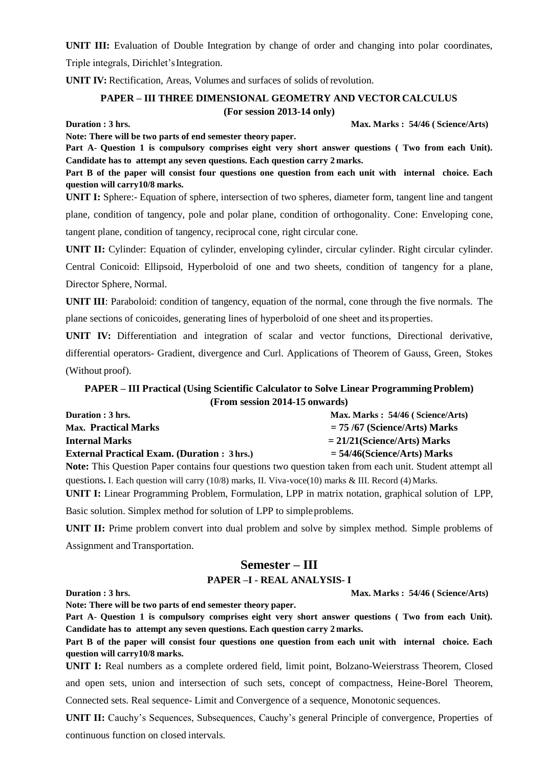**UNIT III:** Evaluation of Double Integration by change of order and changing into polar coordinates, Triple integrals, Dirichlet's Integration.

**UNIT IV:** Rectification, Areas, Volumes and surfaces of solids of revolution.

### PAPER – III THREE DIMENSIONAL GEOMETRY AND VECTOR CALCULUS
### (For session 2013-14 only)

**Duration : 3 hrs.** **Max. Marks : 54/46 ( Science/Arts)**

**Note: There will be two parts of end semester theory paper.**

**Part A- Question 1 is compulsory comprises eight very short answer questions ( Two from each Unit). Candidate has to attempt any seven questions. Each question carry 2 marks.**

**Part B of the paper will consist four questions one question from each unit with internal choice. Each question will carry10/8 marks.**

**UNIT I:** Sphere:- Equation of sphere, intersection of two spheres, diameter form, tangent line and tangent plane, condition of tangency, pole and polar plane, condition of orthogonality. Cone: Enveloping cone, tangent plane, condition of tangency, reciprocal cone, right circular cone.

**UNIT II:** Cylinder: Equation of cylinder, enveloping cylinder, circular cylinder. Right circular cylinder. Central Conicoid: Ellipsoid, Hyperboloid of one and two sheets, condition of tangency for a plane, Director Sphere, Normal.

**UNIT III**: Paraboloid: condition of tangency, equation of the normal, cone through the five normals. The plane sections of conicoides, generating lines of hyperboloid of one sheet and its properties.

**UNIT IV:** Differentiation and integration of scalar and vector functions, Directional derivative, differential operators- Gradient, divergence and Curl. Applications of Theorem of Gauss, Green, Stokes (Without proof).

### PAPER – III Practical (Using Scientific Calculator to Solve Linear Programming Problem)
### (From session 2014-15 onwards)

**Duration : 3 hrs.** **Max. Marks : 54/46 ( Science/Arts)**

**Max. Practical Marks** **= 75 /67 (Science/Arts) Marks**

**Internal Marks** **= 21/21(Science/Arts) Marks**

**External Practical Exam. (Duration : 3 hrs.)** **= 54/46(Science/Arts) Marks**

**Note:** This Question Paper contains four questions two question taken from each unit. Student attempt all questions**.** I. Each question will carry (10/8) marks, II. Viva-voce(10) marks & III. Record (4) Marks.

**UNIT I:** Linear Programming Problem, Formulation, LPP in matrix notation, graphical solution of LPP, Basic solution. Simplex method for solution of LPP to simple problems.

**UNIT II:** Prime problem convert into dual problem and solve by simplex method. Simple problems of Assignment and Transportation.

## Semester – III

### PAPER –I - REAL ANALYSIS- I

**Duration : 3 hrs.** **Max. Marks : 54/46 ( Science/Arts)**

**Note: There will be two parts of end semester theory paper.**

**Part A- Question 1 is compulsory comprises eight very short answer questions ( Two from each Unit). Candidate has to attempt any seven questions. Each question carry 2 marks.**

**Part B of the paper will consist four questions one question from each unit with internal choice. Each question will carry10/8 marks.**

**UNIT I:** Real numbers as a complete ordered field, limit point, Bolzano-Weierstrass Theorem, Closed and open sets, union and intersection of such sets, concept of compactness, Heine-Borel Theorem, Connected sets. Real sequence- Limit and Convergence of a sequence, Monotonic sequences.

**UNIT II:** Cauchy's Sequences, Subsequences, Cauchy's general Principle of convergence, Properties of continuous function on closed intervals.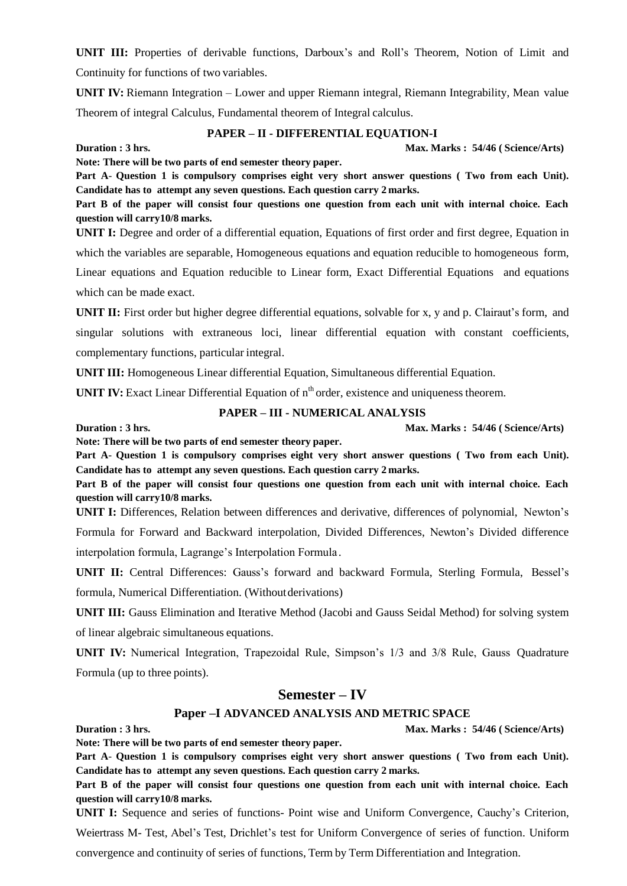**UNIT III:** Properties of derivable functions, Darboux's and Roll's Theorem, Notion of Limit and Continuity for functions of two variables.

**UNIT IV:** Riemann Integration – Lower and upper Riemann integral, Riemann Integrability, Mean value Theorem of integral Calculus, Fundamental theorem of Integral calculus.

### PAPER – II - DIFFERENTIAL EQUATION-I

**Duration : 3 hrs.** **Max. Marks : 54/46 ( Science/Arts)**

**Note: There will be two parts of end semester theory paper.**

**Part A- Question 1 is compulsory comprises eight very short answer questions ( Two from each Unit). Candidate has to attempt any seven questions. Each question carry 2 marks.**

**Part B of the paper will consist four questions one question from each unit with internal choice. Each question will carry10/8 marks.**

**UNIT I:** Degree and order of a differential equation, Equations of first order and first degree, Equation in which the variables are separable, Homogeneous equations and equation reducible to homogeneous form, Linear equations and Equation reducible to Linear form, Exact Differential Equations and equations which can be made exact.

**UNIT II:** First order but higher degree differential equations, solvable for x, y and p. Clairaut's form, and singular solutions with extraneous loci, linear differential equation with constant coefficients, complementary functions, particular integral.

**UNIT III:** Homogeneous Linear differential Equation, Simultaneous differential Equation.

**UNIT IV:** Exact Linear Differential Equation of $n^{th}$ order, existence and uniqueness theorem.

### PAPER – III - NUMERICAL ANALYSIS

**Duration : 3 hrs.** **Max. Marks : 54/46 ( Science/Arts)**

**Note: There will be two parts of end semester theory paper.**

**Part A- Question 1 is compulsory comprises eight very short answer questions ( Two from each Unit). Candidate has to attempt any seven questions. Each question carry 2 marks.**

**Part B of the paper will consist four questions one question from each unit with internal choice. Each question will carry10/8 marks.**

**UNIT I:** Differences, Relation between differences and derivative, differences of polynomial, Newton's Formula for Forward and Backward interpolation, Divided Differences, Newton's Divided difference interpolation formula, Lagrange's Interpolation Formula.

**UNIT II:** Central Differences: Gauss's forward and backward Formula, Sterling Formula, Bessel's formula, Numerical Differentiation. (Without derivations)

**UNIT III:** Gauss Elimination and Iterative Method (Jacobi and Gauss Seidal Method) for solving system of linear algebraic simultaneous equations.

**UNIT IV:** Numerical Integration, Trapezoidal Rule, Simpson's 1/3 and 3/8 Rule, Gauss Quadrature Formula (up to three points).

## Semester – IV

### Paper –I ADVANCED ANALYSIS AND METRIC SPACE

**Duration : 3 hrs.** **Max. Marks : 54/46 ( Science/Arts)**

**Note: There will be two parts of end semester theory paper.**

**Part A- Question 1 is compulsory comprises eight very short answer questions ( Two from each Unit). Candidate has to attempt any seven questions. Each question carry 2 marks.**

**Part B of the paper will consist four questions one question from each unit with internal choice. Each question will carry10/8 marks.**

**UNIT I:** Sequence and series of functions- Point wise and Uniform Convergence, Cauchy's Criterion, Weiertrass M- Test, Abel's Test, Drichlet's test for Uniform Convergence of series of function. Uniform convergence and continuity of series of functions, Term by Term Differentiation and Integration.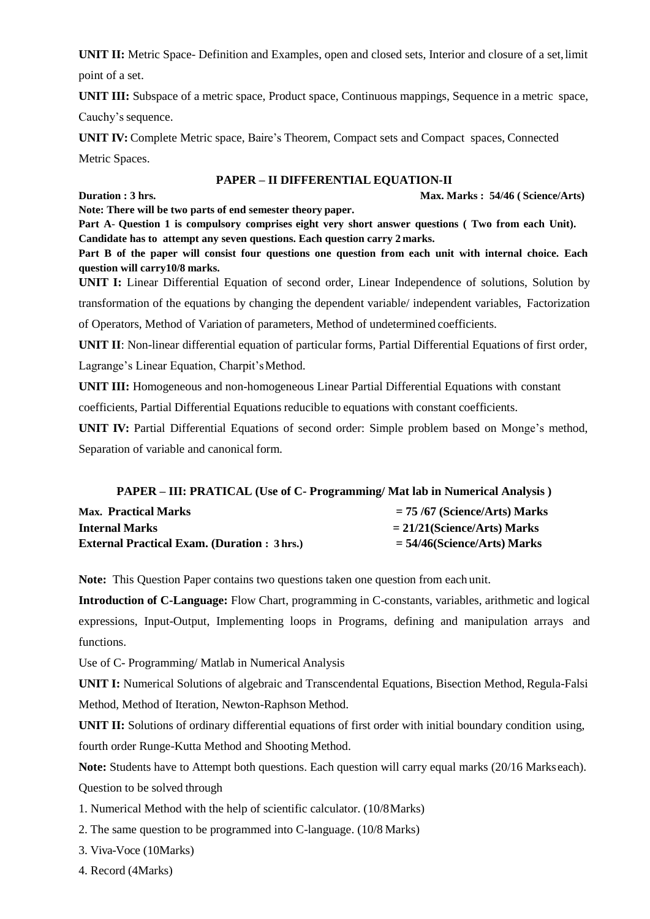**UNIT II:** Metric Space- Definition and Examples, open and closed sets, Interior and closure of a set, limit point of a set.

**UNIT III:** Subspace of a metric space, Product space, Continuous mappings, Sequence in a metric space, Cauchy's sequence.

**UNIT IV:** Complete Metric space, Baire's Theorem, Compact sets and Compact spaces, Connected Metric Spaces.

## PAPER – II DIFFERENTIAL EQUATION-II

**Duration : 3 hrs.** **Max. Marks : 54/46 ( Science/Arts)**

**Note: There will be two parts of end semester theory paper.**

**Part A- Question 1 is compulsory comprises eight very short answer questions ( Two from each Unit). Candidate has to attempt any seven questions. Each question carry 2 marks.**

**Part B of the paper will consist four questions one question from each unit with internal choice. Each question will carry10/8 marks.**

**UNIT I:** Linear Differential Equation of second order, Linear Independence of solutions, Solution by transformation of the equations by changing the dependent variable/ independent variables, Factorization of Operators, Method of Variation of parameters, Method of undetermined coefficients.

**UNIT II**: Non-linear differential equation of particular forms, Partial Differential Equations of first order, Lagrange's Linear Equation, Charpit's Method.

**UNIT III:** Homogeneous and non-homogeneous Linear Partial Differential Equations with constant coefficients, Partial Differential Equations reducible to equations with constant coefficients.

**UNIT IV:** Partial Differential Equations of second order: Simple problem based on Monge's method, Separation of variable and canonical form.

## PAPER – III: PRATICAL (Use of C- Programming/ Mat lab in Numerical Analysis )

| | |
|---|---|
| **Max. Practical Marks** | **= 75 /67 (Science/Arts) Marks** |
| **Internal Marks** | **= 21/21(Science/Arts) Marks** |
| **External Practical Exam. (Duration : 3 hrs.)** | **= 54/46(Science/Arts) Marks** |

**Note:** This Question Paper contains two questions taken one question from each unit.

**Introduction of C-Language:** Flow Chart, programming in C-constants, variables, arithmetic and logical expressions, Input-Output, Implementing loops in Programs, defining and manipulation arrays and functions.

Use of C- Programming/ Matlab in Numerical Analysis

**UNIT I:** Numerical Solutions of algebraic and Transcendental Equations, Bisection Method, Regula-Falsi Method, Method of Iteration, Newton-Raphson Method.

**UNIT II:** Solutions of ordinary differential equations of first order with initial boundary condition using, fourth order Runge-Kutta Method and Shooting Method.

**Note:** Students have to Attempt both questions. Each question will carry equal marks (20/16 Marks each). Question to be solved through

1. Numerical Method with the help of scientific calculator. (10/8Marks)
2. The same question to be programmed into C-language. (10/8 Marks)
3. Viva-Voce (10Marks)
4. Record (4Marks)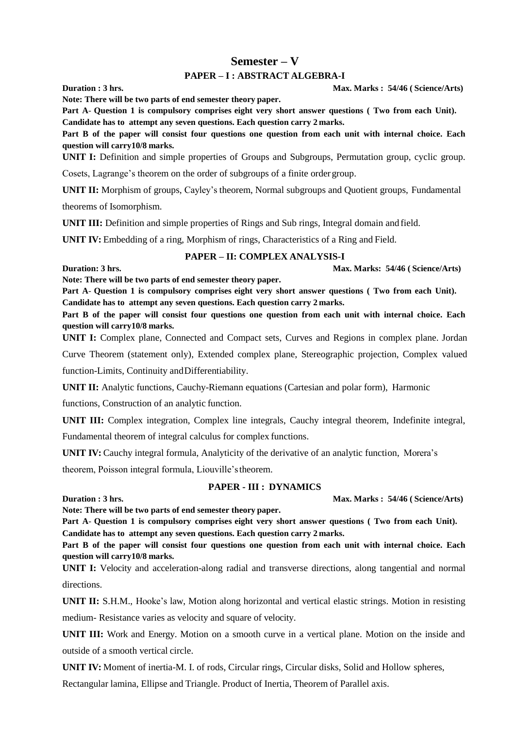# Semester – V

## PAPER – I : ABSTRACT ALGEBRA-I

**Duration : 3 hrs.** **Max. Marks : 54/46 ( Science/Arts)**

**Note: There will be two parts of end semester theory paper.**

**Part A- Question 1 is compulsory comprises eight very short answer questions ( Two from each Unit). Candidate has to attempt any seven questions. Each question carry 2 marks.**

**Part B of the paper will consist four questions one question from each unit with internal choice. Each question will carry10/8 marks.**

**UNIT I:** Definition and simple properties of Groups and Subgroups, Permutation group, cyclic group. Cosets, Lagrange's theorem on the order of subgroups of a finite order group.

**UNIT II:** Morphism of groups, Cayley's theorem, Normal subgroups and Quotient groups, Fundamental theorems of Isomorphism.

**UNIT III:** Definition and simple properties of Rings and Sub rings, Integral domain and field.

**UNIT IV:** Embedding of a ring, Morphism of rings, Characteristics of a Ring and Field.

## PAPER – II: COMPLEX ANALYSIS-I

**Duration: 3 hrs.** **Max. Marks: 54/46 ( Science/Arts)**

**Note: There will be two parts of end semester theory paper.**

**Part A- Question 1 is compulsory comprises eight very short answer questions ( Two from each Unit). Candidate has to attempt any seven questions. Each question carry 2 marks.**

**Part B of the paper will consist four questions one question from each unit with internal choice. Each question will carry10/8 marks.**

**UNIT I:** Complex plane, Connected and Compact sets, Curves and Regions in complex plane. Jordan Curve Theorem (statement only), Extended complex plane, Stereographic projection, Complex valued function-Limits, Continuity and Differentiability.

**UNIT II:** Analytic functions, Cauchy-Riemann equations (Cartesian and polar form), Harmonic functions, Construction of an analytic function.

**UNIT III:** Complex integration, Complex line integrals, Cauchy integral theorem, Indefinite integral, Fundamental theorem of integral calculus for complex functions.

**UNIT IV:** Cauchy integral formula, Analyticity of the derivative of an analytic function, Morera's theorem, Poisson integral formula, Liouville's theorem.

## PAPER - III : DYNAMICS

**Duration : 3 hrs.** **Max. Marks : 54/46 ( Science/Arts)**

**Note: There will be two parts of end semester theory paper.**

**Part A- Question 1 is compulsory comprises eight very short answer questions ( Two from each Unit). Candidate has to attempt any seven questions. Each question carry 2 marks.**

**Part B of the paper will consist four questions one question from each unit with internal choice. Each question will carry10/8 marks.**

**UNIT I:** Velocity and acceleration-along radial and transverse directions, along tangential and normal directions.

**UNIT II:** S.H.M., Hooke's law, Motion along horizontal and vertical elastic strings. Motion in resisting medium- Resistance varies as velocity and square of velocity.

**UNIT III:** Work and Energy. Motion on a smooth curve in a vertical plane. Motion on the inside and outside of a smooth vertical circle.

**UNIT IV:** Moment of inertia-M. I. of rods, Circular rings, Circular disks, Solid and Hollow spheres, Rectangular lamina, Ellipse and Triangle. Product of Inertia, Theorem of Parallel axis.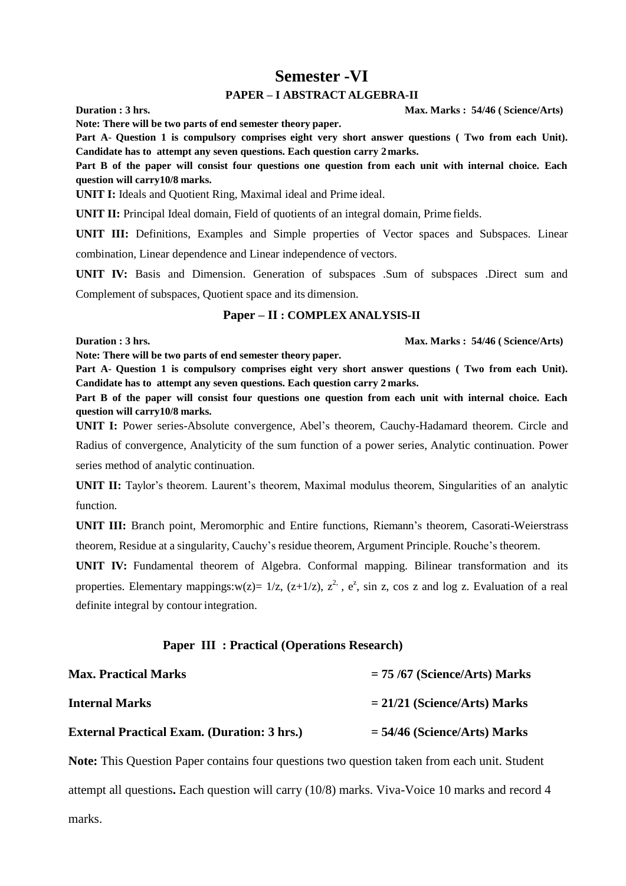# Semester -VI

## PAPER – I ABSTRACT ALGEBRA-II

**Duration : 3 hrs.** **Max. Marks : 54/46 ( Science/Arts)**

**Note: There will be two parts of end semester theory paper.**

**Part A- Question 1 is compulsory comprises eight very short answer questions ( Two from each Unit). Candidate has to attempt any seven questions. Each question carry 2 marks.**

**Part B of the paper will consist four questions one question from each unit with internal choice. Each question will carry10/8 marks.**

**UNIT I:** Ideals and Quotient Ring, Maximal ideal and Prime ideal.

**UNIT II:** Principal Ideal domain, Field of quotients of an integral domain, Prime fields.

**UNIT III:** Definitions, Examples and Simple properties of Vector spaces and Subspaces. Linear combination, Linear dependence and Linear independence of vectors.

**UNIT IV:** Basis and Dimension. Generation of subspaces .Sum of subspaces .Direct sum and Complement of subspaces, Quotient space and its dimension.

## Paper – II : COMPLEX ANALYSIS-II

**Duration : 3 hrs.** **Max. Marks : 54/46 ( Science/Arts)**

**Note: There will be two parts of end semester theory paper.**

**Part A- Question 1 is compulsory comprises eight very short answer questions ( Two from each Unit). Candidate has to attempt any seven questions. Each question carry 2 marks.**

**Part B of the paper will consist four questions one question from each unit with internal choice. Each question will carry10/8 marks.**

**UNIT I:** Power series-Absolute convergence, Abel's theorem, Cauchy-Hadamard theorem. Circle and Radius of convergence, Analyticity of the sum function of a power series, Analytic continuation. Power series method of analytic continuation.

**UNIT II:** Taylor's theorem. Laurent's theorem, Maximal modulus theorem, Singularities of an analytic function.

**UNIT III:** Branch point, Meromorphic and Entire functions, Riemann's theorem, Casorati-Weierstrass theorem, Residue at a singularity, Cauchy's residue theorem, Argument Principle. Rouche's theorem.

**UNIT IV:** Fundamental theorem of Algebra. Conformal mapping. Bilinear transformation and its properties. Elementary mappings:$w(z)= 1/z$, $(z+1/z)$, $z^2$, $e^z$, $\sin z$, $\cos z$ and $\log z$. Evaluation of a real definite integral by contour integration.

## Paper III : Practical (Operations Research)

| | |
|---|---|
| **Max. Practical Marks** | **= 75 /67 (Science/Arts) Marks** |
| **Internal Marks** | **= 21/21 (Science/Arts) Marks** |
| **External Practical Exam. (Duration: 3 hrs.)** | **= 54/46 (Science/Arts) Marks** |

**Note:** This Question Paper contains four questions two question taken from each unit. Student attempt all questions**.** Each question will carry (10/8) marks. Viva-Voice 10 marks and record 4 marks.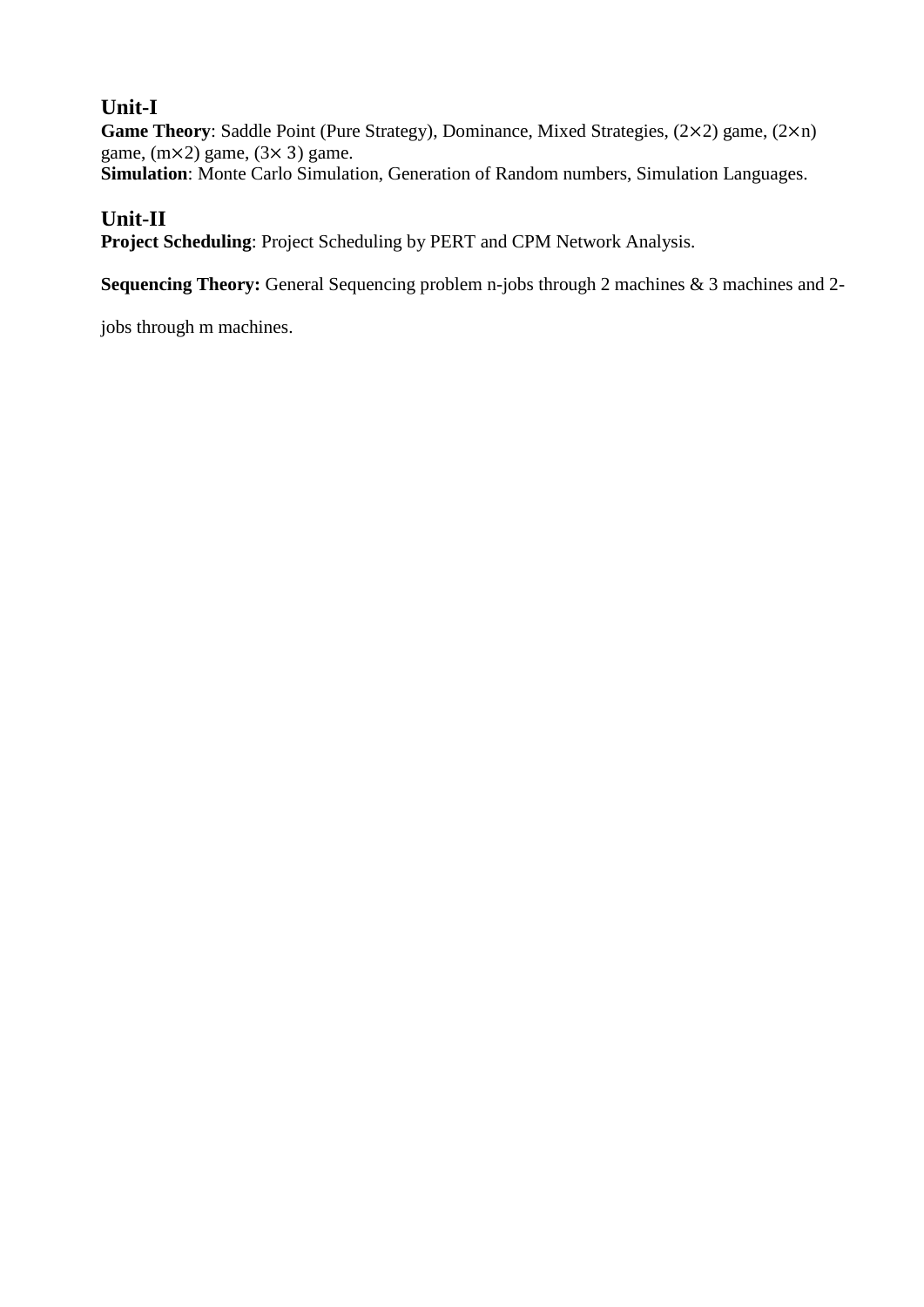## Unit-I

**Game Theory**: Saddle Point (Pure Strategy), Dominance, Mixed Strategies, $(2\times2)$ game, $(2\times n)$ game, $(m\times2)$ game, $(3\times 3)$ game.
**Simulation**: Monte Carlo Simulation, Generation of Random numbers, Simulation Languages.

## Unit-II

**Project Scheduling**: Project Scheduling by PERT and CPM Network Analysis.

**Sequencing Theory:** General Sequencing problem n-jobs through 2 machines & 3 machines and 2-jobs through m machines.